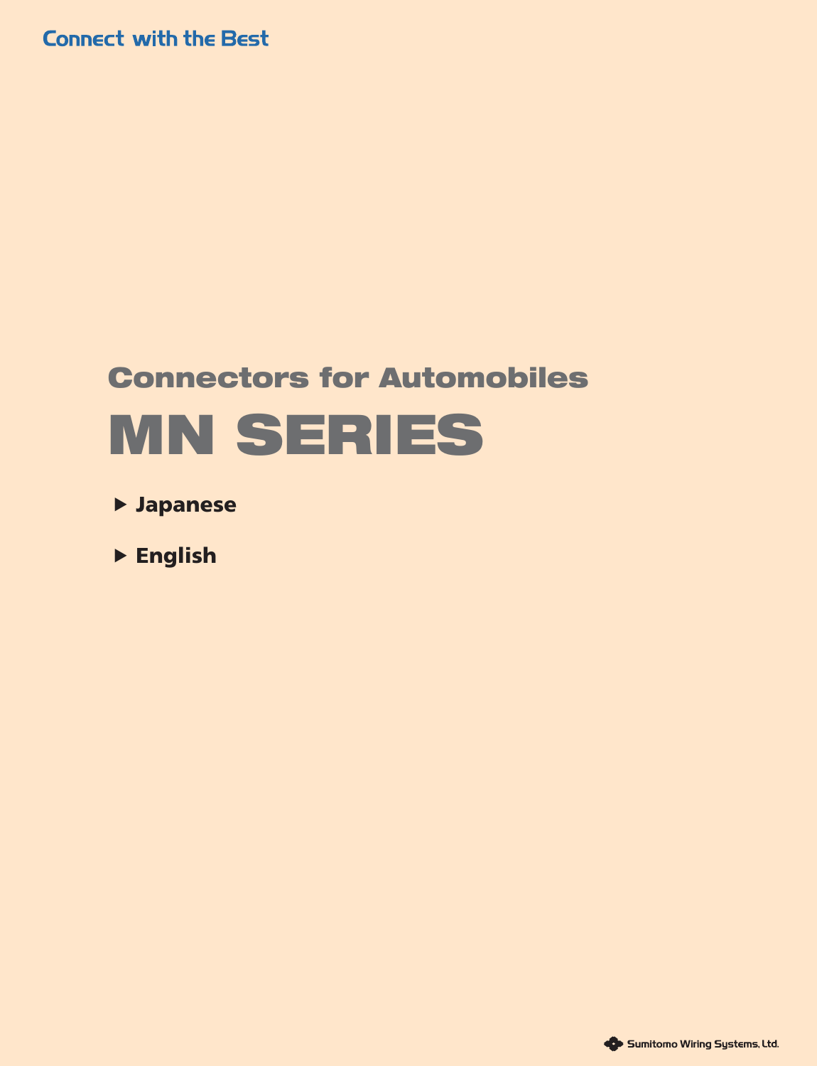Connect with the Best

## Connectors for Automobiles

# MN SERIES

- Japanese
- English

Sumitomo Wiring Systems, Ltd.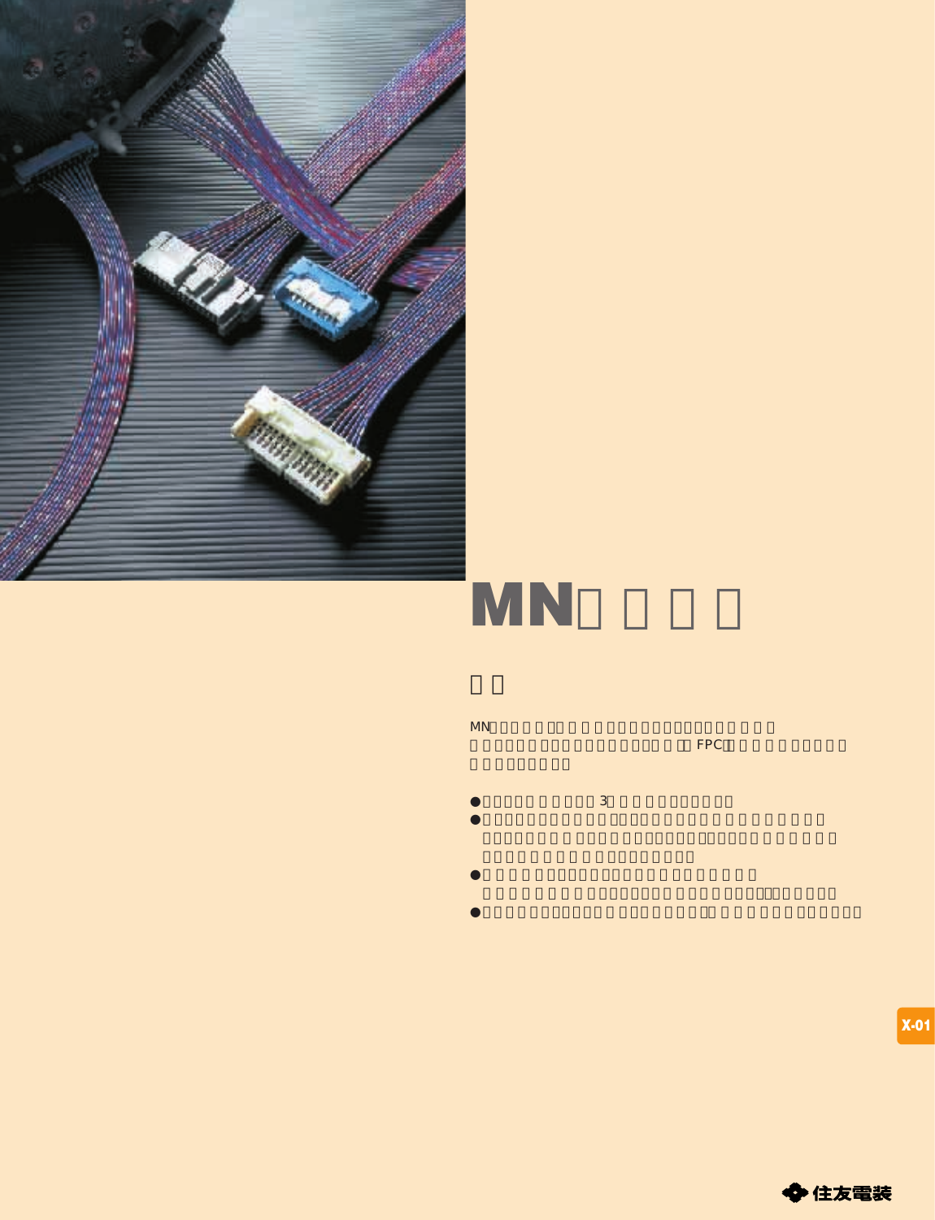# MN□□□□

## □□

MN□□□□□□□□□□□□□□□□□□□□□□□□□□□□□□□□□□□□□□□□□□□□□□□□□□□□□□□□□□□□□□□□□FPC□□□□□□□□□□□□□□□□□□□□□□

- □□□□□□□□□□3□□□□□□□□□□□□□
- □□□□□□□□□□□□□□□□□□□□□□□□□□□□□□□□□□□□□□□□□□□□□□□□□□□□□□□□□□□□□□□□□□□□□□□□□□□□□□□□□□
- □□□□□□□□□□□□□□□□□□□□□□□□□□□□□□□□□□□□□□□□□□□□□□□□□□□□□□□□□□□□□□□□□□
- □□□□□□□□□□□□□□□□□□□□□□□□□□□□□□□□□□□□□□□□□□□□□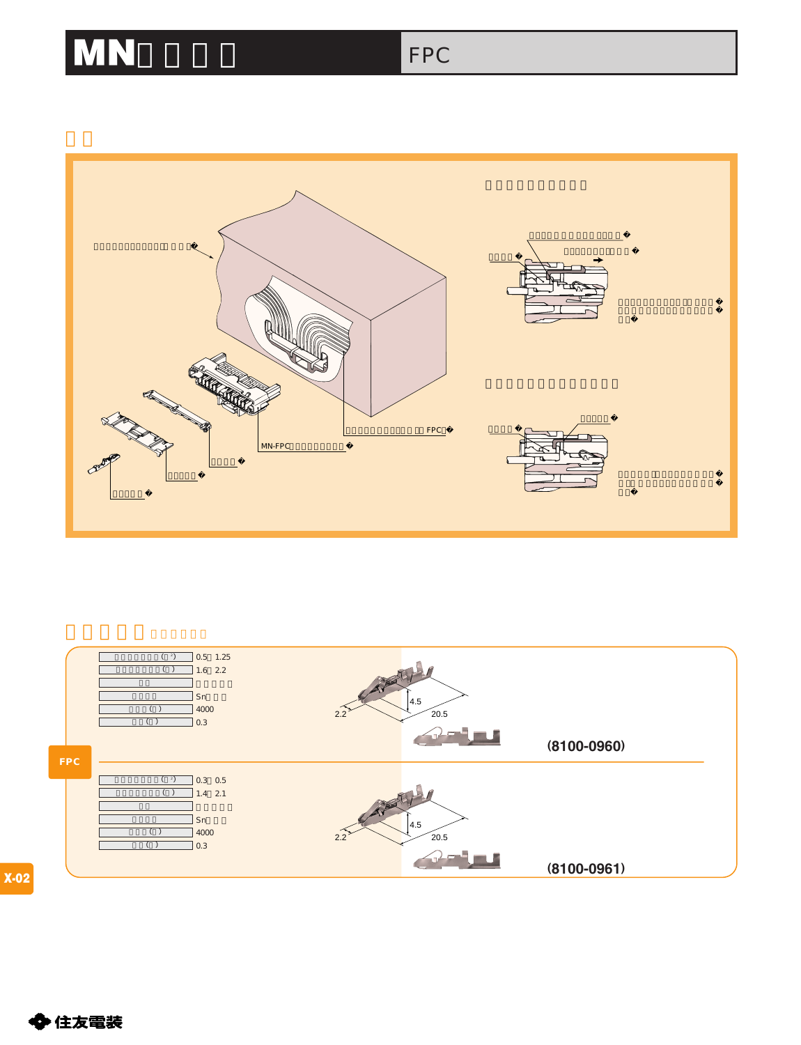# MN□□□□ FPC

## □□

□□□□□□□□□□□□□□□□□

□□□□□□□□□□□□□□□□□□□

□□□□□□□□□□□□□□□□□

□□□□□□□□□□□□□□□

□□□□□□□□□□□□□□□□□□

□□□□□□□□□□□□□□□

□□□□□□□□□□□ FPC□

MN-FPC□□□□□□□□□

□□□□□

□□□□□□

□□□□□□

□□□□□□□□□□□□□□

□□□□□□

□□□□□

□□□□□□□□□□□□□□□□□□□□□□□□□□

## □□□□ □□□□□□

| □□□□□□(□²) | 0.5□1.25 |
|---|---|
| □□□□□□(□) | 1.6□2.2 |
| □□ | □□□□□ |
| □□□□ | Sn□□□ |
| □□□(□) | 4000 |
| □□(□) | 0.3 |

2.2　4.5　20.5

**(8100-0960)**

| □□□□□□(□²) | 0.3□0.5 |
|---|---|
| □□□□□□(□) | 1.4□2.1 |
| □□ | □□□□□ |
| □□□□ | Sn□□□ |
| □□□(□) | 4000 |
| □□(□) | 0.3 |

2.2　4.5　20.5

**(8100-0961)**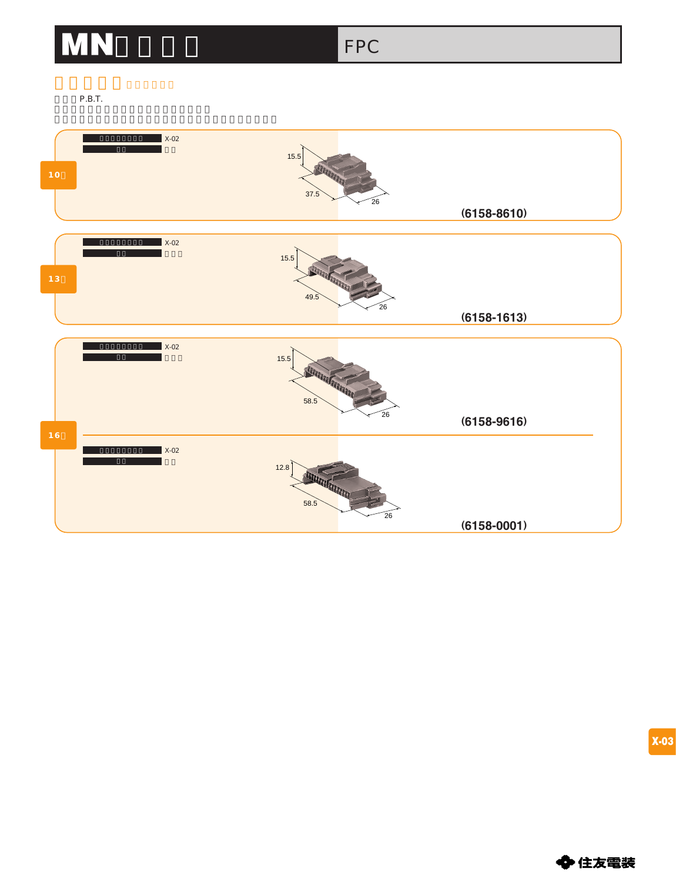# MN□□□□ FPC

## □□□□□□□□□□□

□□□P.B.T.
□□□□□□□□□□□□□□□□□□□□
□□□□□□□□□□□□□□□□□□□□□□□□□□□□

### 10□

| □□□□□□□□ | X-02 |
|---|---|
| □□ | □□ |

15.5
37.5
26

**(6158-8610)**

### 13□

| □□□□□□□□ | X-02 |
|---|---|
| □□ | □□□ |

15.5
49.5
26

**(6158-1613)**

### 16□

| □□□□□□□□ | X-02 |
|---|---|
| □□ | □□□ |

15.5
58.5
26

**(6158-9616)**

| □□□□□□□□ | X-02 |
|---|---|
| □□ | □□ |

12.8
58.5
26

**(6158-0001)**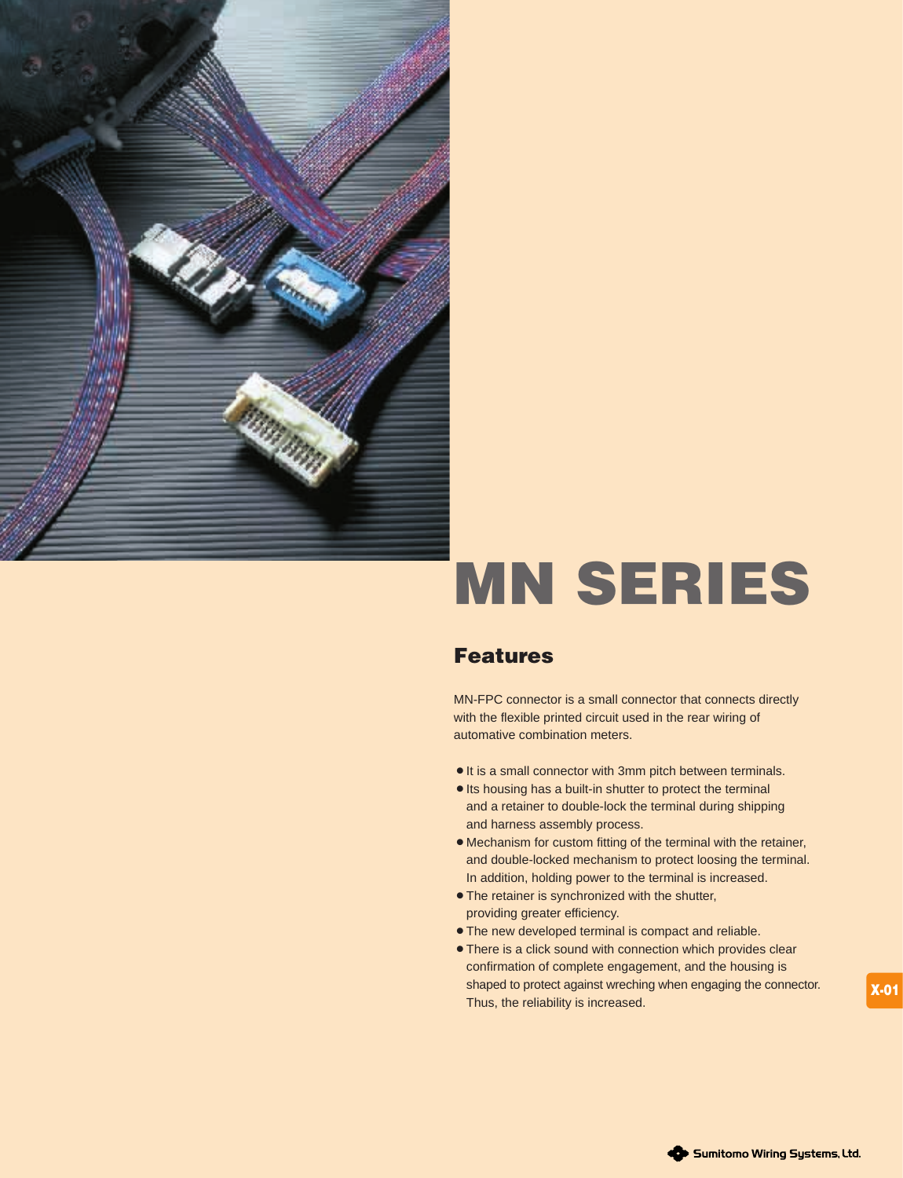# MN SERIES

## Features

MN-FPC connector is a small connector that connects directly with the flexible printed circuit used in the rear wiring of automative combination meters.

- It is a small connector with 3mm pitch between terminals.
- Its housing has a built-in shutter to protect the terminal and a retainer to double-lock the terminal during shipping and harness assembly process.
- Mechanism for custom fitting of the terminal with the retainer, and double-locked mechanism to protect loosing the terminal. In addition, holding power to the terminal is increased.
- The retainer is synchronized with the shutter, providing greater efficiency.
- The new developed terminal is compact and reliable.
- There is a click sound with connection which provides clear confirmation of complete engagement, and the housing is shaped to protect against wreching when engaging the connector. Thus, the reliability is increased.

Sumitomo Wiring Systems, Ltd.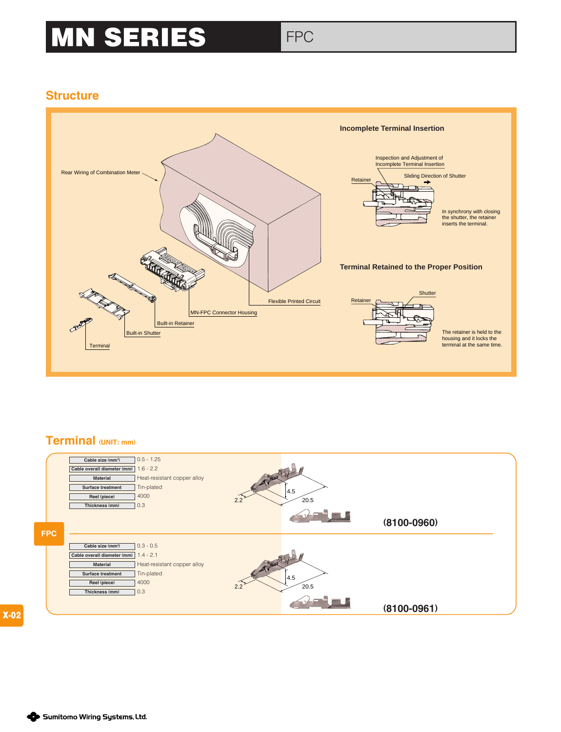# MN SERIES

FPC

## Structure

Rear Wiring of Combination Meter

Flexible Printed Circuit

MN-FPC Connector Housing

Built-in Retainer

Built-in Shutter

Terminal

### Incomplete Terminal Insertion

Inspection and Adjustment of Incomplete Terminal Insertion

Retainer

Sliding Direction of Shutter

In synchrony with closing the shutter, the retainer inserts the terminal.

### Terminal Retained to the Proper Position

Retainer

Shutter

The retainer is held to the housing and it locks the terminal at the same time.

## Terminal (UNIT: mm)

| Item | Value |
|---|---|
| Cable size (mm²) | 0.5 - 1.25 |
| Cable overall diameter (mm) | 1.6 - 2.2 |
| Material | Heat-resistant copper alloy |
| Surface treatment | Tin-plated |
| Reel (piece) | 4000 |
| Thickness (mm) | 0.3 |

2.2 / 4.5 / 20.5

**(8100-0960)**

| Item | Value |
|---|---|
| Cable size (mm²) | 0.3 - 0.5 |
| Cable overall diameter (mm) | 1.4 - 2.1 |
| Material | Heat-resistant copper alloy |
| Surface treatment | Tin-plated |
| Reel (piece) | 4000 |
| Thickness (mm) | 0.3 |

2.2 / 4.5 / 20.5

**(8100-0961)**

FPC

Sumitomo Wiring Systems, Ltd.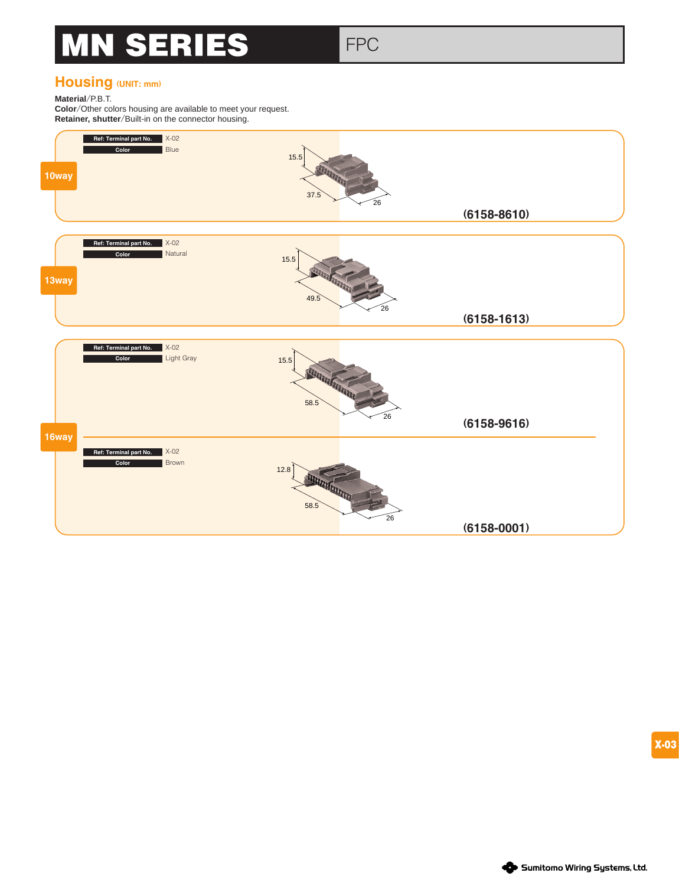# MN SERIES

FPC

## Housing (UNIT: mm)

**Material**/P.B.T.
**Color**/Other colors housing are available to meet your request.
**Retainer, shutter**/Built-in on the connector housing.

### 10way

| | |
|---|---|
| Ref: Terminal part No. | X-02 |
| Color | Blue |

15.5
37.5
26

**(6158-8610)**

### 13way

| | |
|---|---|
| Ref: Terminal part No. | X-02 |
| Color | Natural |

15.5
49.5
26

**(6158-1613)**

### 16way

| | |
|---|---|
| Ref: Terminal part No. | X-02 |
| Color | Light Gray |

15.5
58.5
26

**(6158-9616)**

| | |
|---|---|
| Ref: Terminal part No. | X-02 |
| Color | Brown |

12.8
58.5
26

**(6158-0001)**

Sumitomo Wiring Systems, Ltd.